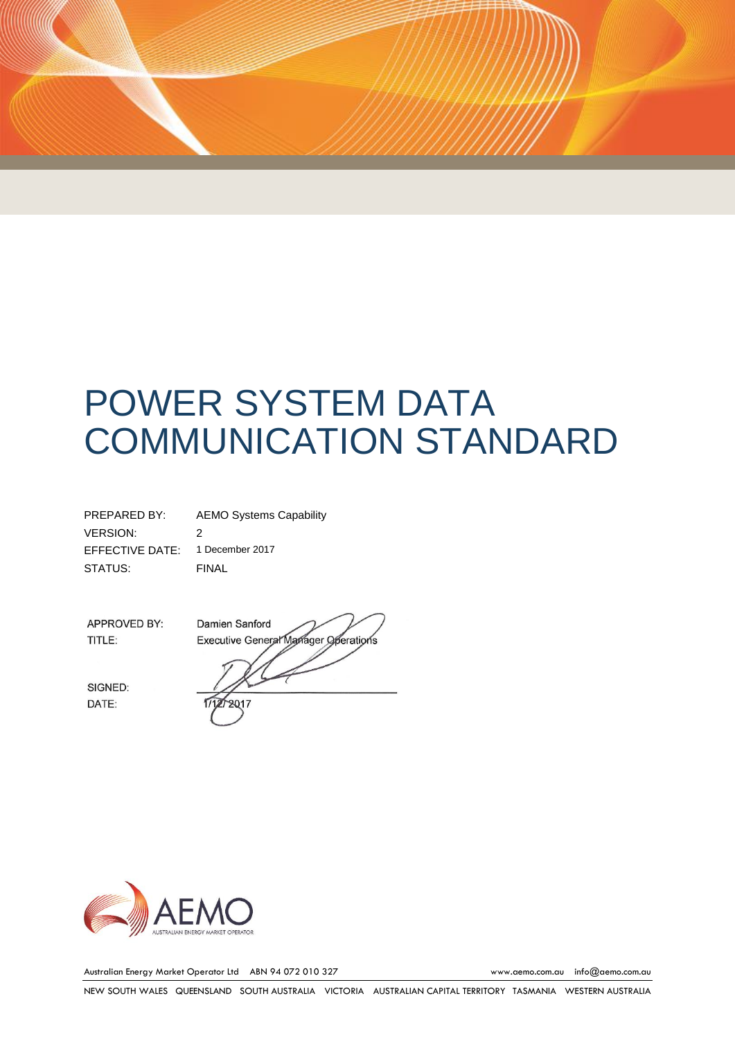# POWER SYSTEM DATA COMMUNICATION STANDARD

| | |
|---|---|
| PREPARED BY: | AEMO Systems Capability |
| VERSION: | 2 |
| EFFECTIVE DATE: | 1 December 2017 |
| STATUS: | FINAL |

| | |
|---|---|
| APPROVED BY: | Damien Sanford |
| TITLE: | Executive General Manager Operations |
| SIGNED: | |
| DATE: | 1/12/2017 |

Australian Energy Market Operator Ltd ABN 94 072 010 327 www.aemo.com.au info@aemo.com.au

NEW SOUTH WALES QUEENSLAND SOUTH AUSTRALIA VICTORIA AUSTRALIAN CAPITAL TERRITORY TASMANIA WESTERN AUSTRALIA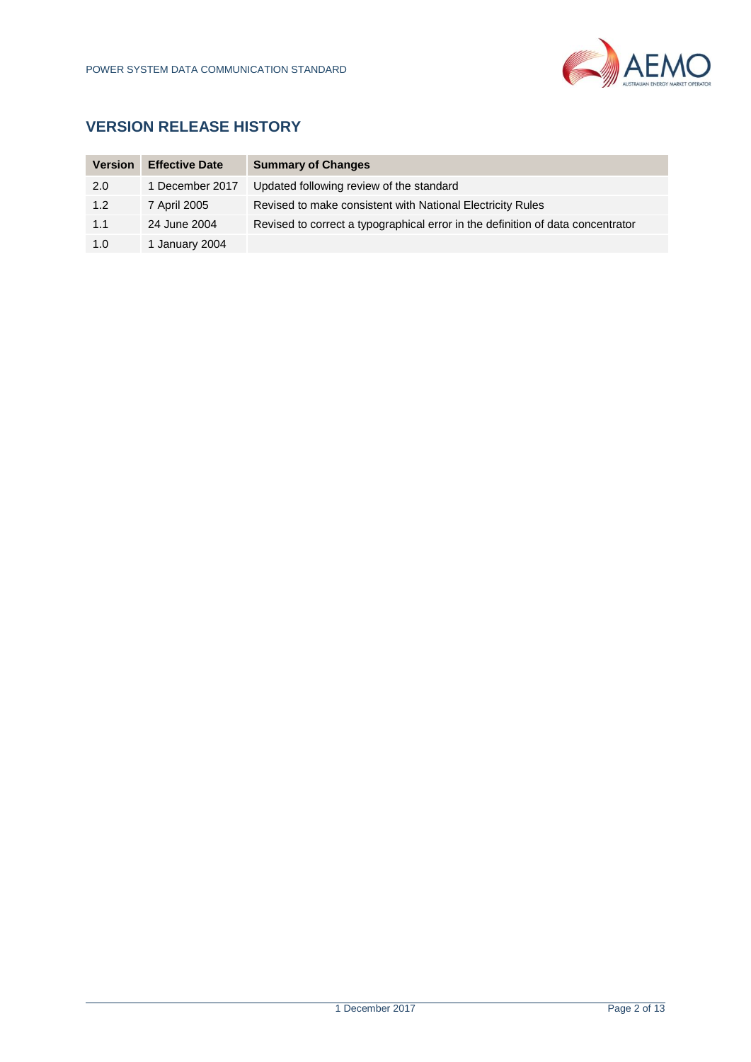## VERSION RELEASE HISTORY

| Version | Effective Date | Summary of Changes |
|---|---|---|
| 2.0 | 1 December 2017 | Updated following review of the standard |
| 1.2 | 7 April 2005 | Revised to make consistent with National Electricity Rules |
| 1.1 | 24 June 2004 | Revised to correct a typographical error in the definition of data concentrator |
| 1.0 | 1 January 2004 | |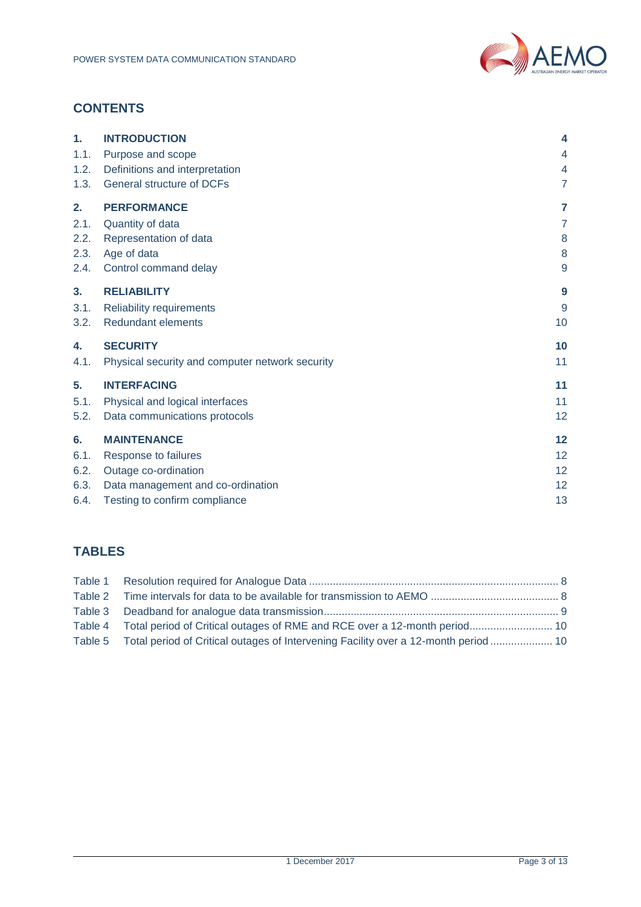## CONTENTS

| | | |
|---|---|---|
| **1.** | **INTRODUCTION** | **4** |
| 1.1. | Purpose and scope | 4 |
| 1.2. | Definitions and interpretation | 4 |
| 1.3. | General structure of DCFs | 7 |
| **2.** | **PERFORMANCE** | **7** |
| 2.1. | Quantity of data | 7 |
| 2.2. | Representation of data | 8 |
| 2.3. | Age of data | 8 |
| 2.4. | Control command delay | 9 |
| **3.** | **RELIABILITY** | **9** |
| 3.1. | Reliability requirements | 9 |
| 3.2. | Redundant elements | 10 |
| **4.** | **SECURITY** | **10** |
| 4.1. | Physical security and computer network security | 11 |
| **5.** | **INTERFACING** | **11** |
| 5.1. | Physical and logical interfaces | 11 |
| 5.2. | Data communications protocols | 12 |
| **6.** | **MAINTENANCE** | **12** |
| 6.1. | Response to failures | 12 |
| 6.2. | Outage co-ordination | 12 |
| 6.3. | Data management and co-ordination | 12 |
| 6.4. | Testing to confirm compliance | 13 |

## TABLES

| | | |
|---|---|---|
| Table 1 | Resolution required for Analogue Data | 8 |
| Table 2 | Time intervals for data to be available for transmission to AEMO | 8 |
| Table 3 | Deadband for analogue data transmission | 9 |
| Table 4 | Total period of Critical outages of RME and RCE over a 12-month period | 10 |
| Table 5 | Total period of Critical outages of Intervening Facility over a 12-month period | 10 |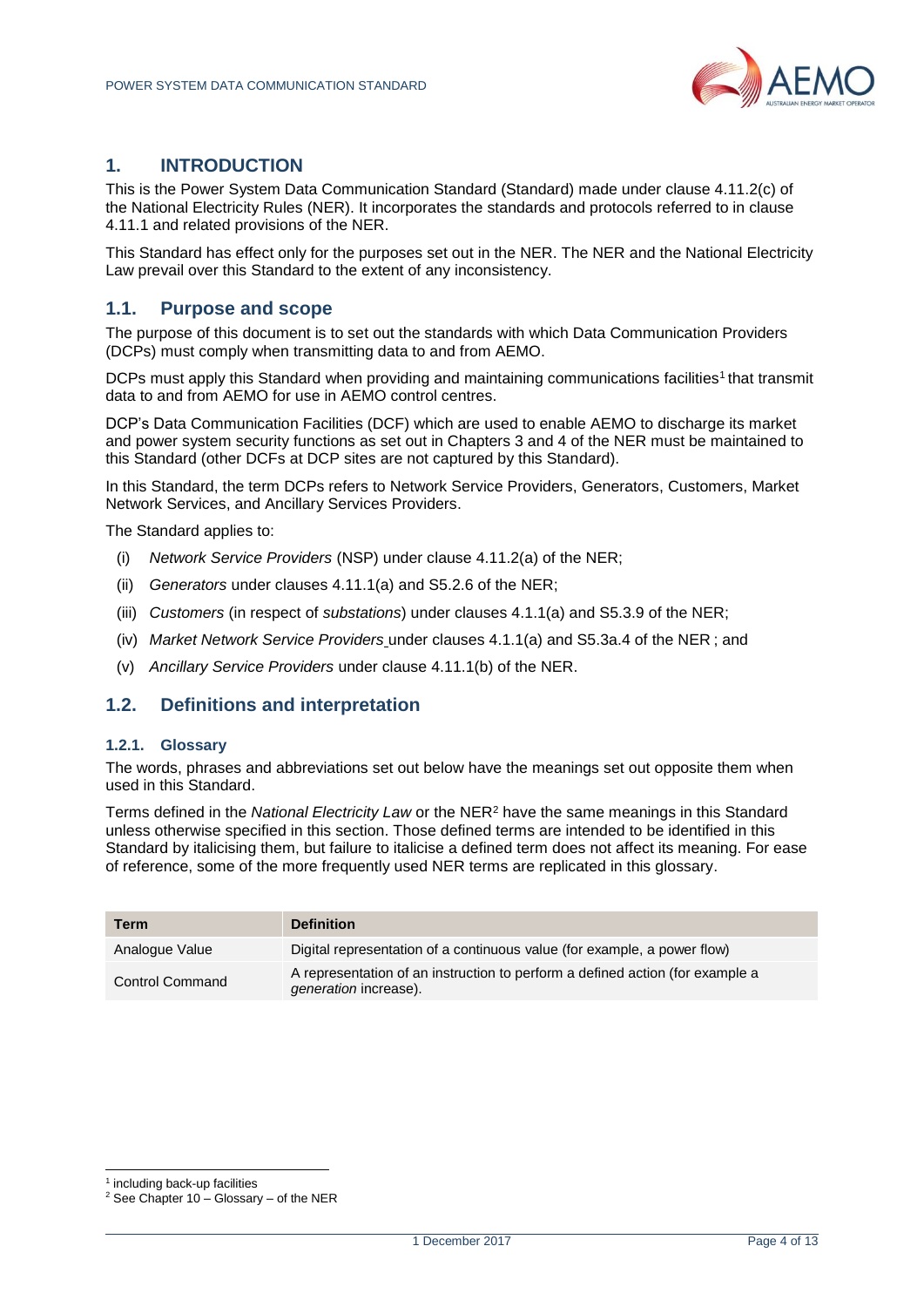# 1. INTRODUCTION

This is the Power System Data Communication Standard (Standard) made under clause 4.11.2(c) of the National Electricity Rules (NER). It incorporates the standards and protocols referred to in clause 4.11.1 and related provisions of the NER.

This Standard has effect only for the purposes set out in the NER. The NER and the National Electricity Law prevail over this Standard to the extent of any inconsistency.

## 1.1. Purpose and scope

The purpose of this document is to set out the standards with which Data Communication Providers (DCPs) must comply when transmitting data to and from AEMO.

DCPs must apply this Standard when providing and maintaining communications facilities[1] that transmit data to and from AEMO for use in AEMO control centres.

DCP's Data Communication Facilities (DCF) which are used to enable AEMO to discharge its market and power system security functions as set out in Chapters 3 and 4 of the NER must be maintained to this Standard (other DCFs at DCP sites are not captured by this Standard).

In this Standard, the term DCPs refers to Network Service Providers, Generators, Customers, Market Network Services, and Ancillary Services Providers.

The Standard applies to:

(i) *Network Service Providers* (NSP) under clause 4.11.2(a) of the NER;

(ii) *Generators* under clauses 4.11.1(a) and S5.2.6 of the NER;

(iii) *Customers* (in respect of *substations*) under clauses 4.1.1(a) and S5.3.9 of the NER;

(iv) *Market Network Service Providers* under clauses 4.1.1(a) and S5.3a.4 of the NER ; and

(v) *Ancillary Service Providers* under clause 4.11.1(b) of the NER.

## 1.2. Definitions and interpretation

### 1.2.1. Glossary

The words, phrases and abbreviations set out below have the meanings set out opposite them when used in this Standard.

Terms defined in the *National Electricity Law* or the NER[2] have the same meanings in this Standard unless otherwise specified in this section. Those defined terms are intended to be identified in this Standard by italicising them, but failure to italicise a defined term does not affect its meaning. For ease of reference, some of the more frequently used NER terms are replicated in this glossary.

| Term | Definition |
|---|---|
| Analogue Value | Digital representation of a continuous value (for example, a power flow) |
| Control Command | A representation of an instruction to perform a defined action (for example a *generation* increase). |

[1] including back-up facilities

[2] See Chapter 10 – Glossary – of the NER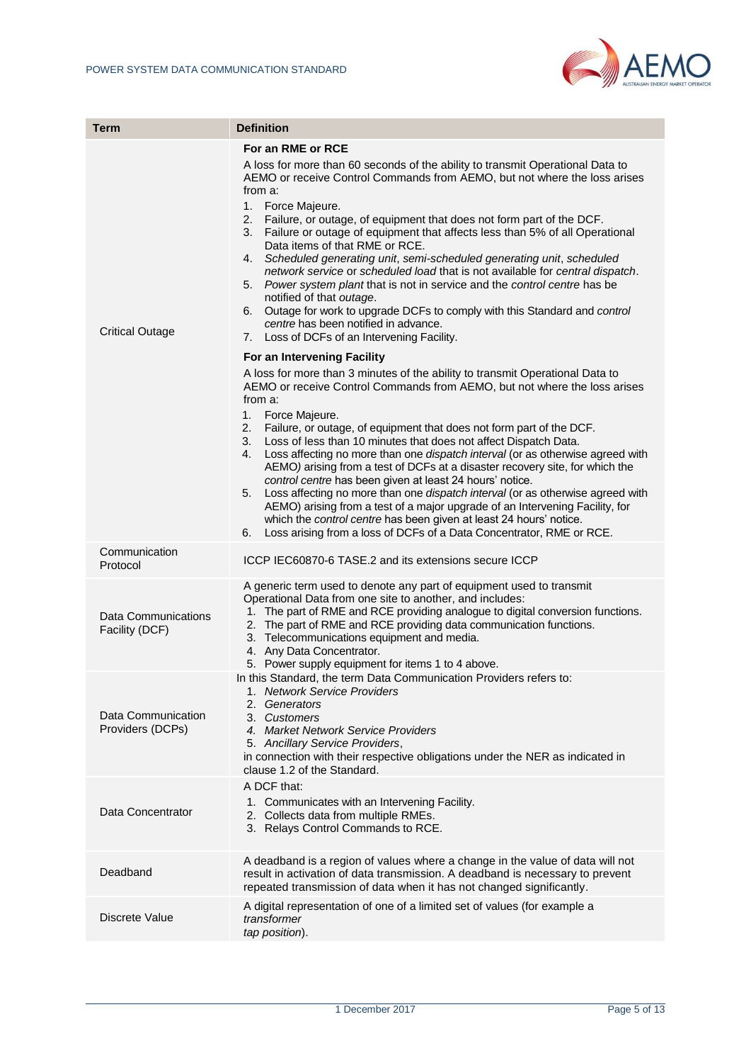| Term | Definition |
|---|---|
| Critical Outage | **For an RME or RCE**<br>A loss for more than 60 seconds of the ability to transmit Operational Data to AEMO or receive Control Commands from AEMO, but not where the loss arises from a:<br>1. Force Majeure.<br>2. Failure, or outage, of equipment that does not form part of the DCF.<br>3. Failure or outage of equipment that affects less than 5% of all Operational Data items of that RME or RCE.<br>4. *Scheduled generating unit*, *semi-scheduled generating unit*, *scheduled network service* or *scheduled load* that is not available for *central dispatch*.<br>5. *Power system plant* that is not in service and the *control centre* has be notified of that *outage*.<br>6. Outage for work to upgrade DCFs to comply with this Standard and *control centre* has been notified in advance.<br>7. Loss of DCFs of an Intervening Facility.<br>**For an Intervening Facility**<br>A loss for more than 3 minutes of the ability to transmit Operational Data to AEMO or receive Control Commands from AEMO, but not where the loss arises from a:<br>1. Force Majeure.<br>2. Failure, or outage, of equipment that does not form part of the DCF.<br>3. Loss of less than 10 minutes that does not affect Dispatch Data.<br>4. Loss affecting no more than one *dispatch interval* (or as otherwise agreed with AEMO*)* arising from a test of DCFs at a disaster recovery site, for which the *control centre* has been given at least 24 hours' notice.<br>5. Loss affecting no more than one *dispatch interval* (or as otherwise agreed with AEMO) arising from a test of a major upgrade of an Intervening Facility, for which the *control centre* has been given at least 24 hours' notice.<br>6. Loss arising from a loss of DCFs of a Data Concentrator, RME or RCE. |
| Communication Protocol | ICCP IEC60870-6 TASE.2 and its extensions secure ICCP |
| Data Communications Facility (DCF) | A generic term used to denote any part of equipment used to transmit Operational Data from one site to another, and includes:<br>1. The part of RME and RCE providing analogue to digital conversion functions.<br>2. The part of RME and RCE providing data communication functions.<br>3. Telecommunications equipment and media.<br>4. Any Data Concentrator.<br>5. Power supply equipment for items 1 to 4 above. |
| Data Communication Providers (DCPs) | In this Standard, the term Data Communication Providers refers to:<br>1. *Network Service Providers*<br>2. *Generators*<br>3. *Customers*<br>4. *Market Network Service Providers*<br>5. *Ancillary Service Providers*,<br>in connection with their respective obligations under the NER as indicated in clause 1.2 of the Standard. |
| Data Concentrator | A DCF that:<br>1. Communicates with an Intervening Facility.<br>2. Collects data from multiple RMEs.<br>3. Relays Control Commands to RCE. |
| Deadband | A deadband is a region of values where a change in the value of data will not result in activation of data transmission. A deadband is necessary to prevent repeated transmission of data when it has not changed significantly. |
| Discrete Value | A digital representation of one of a limited set of values (for example a *transformer tap position*). |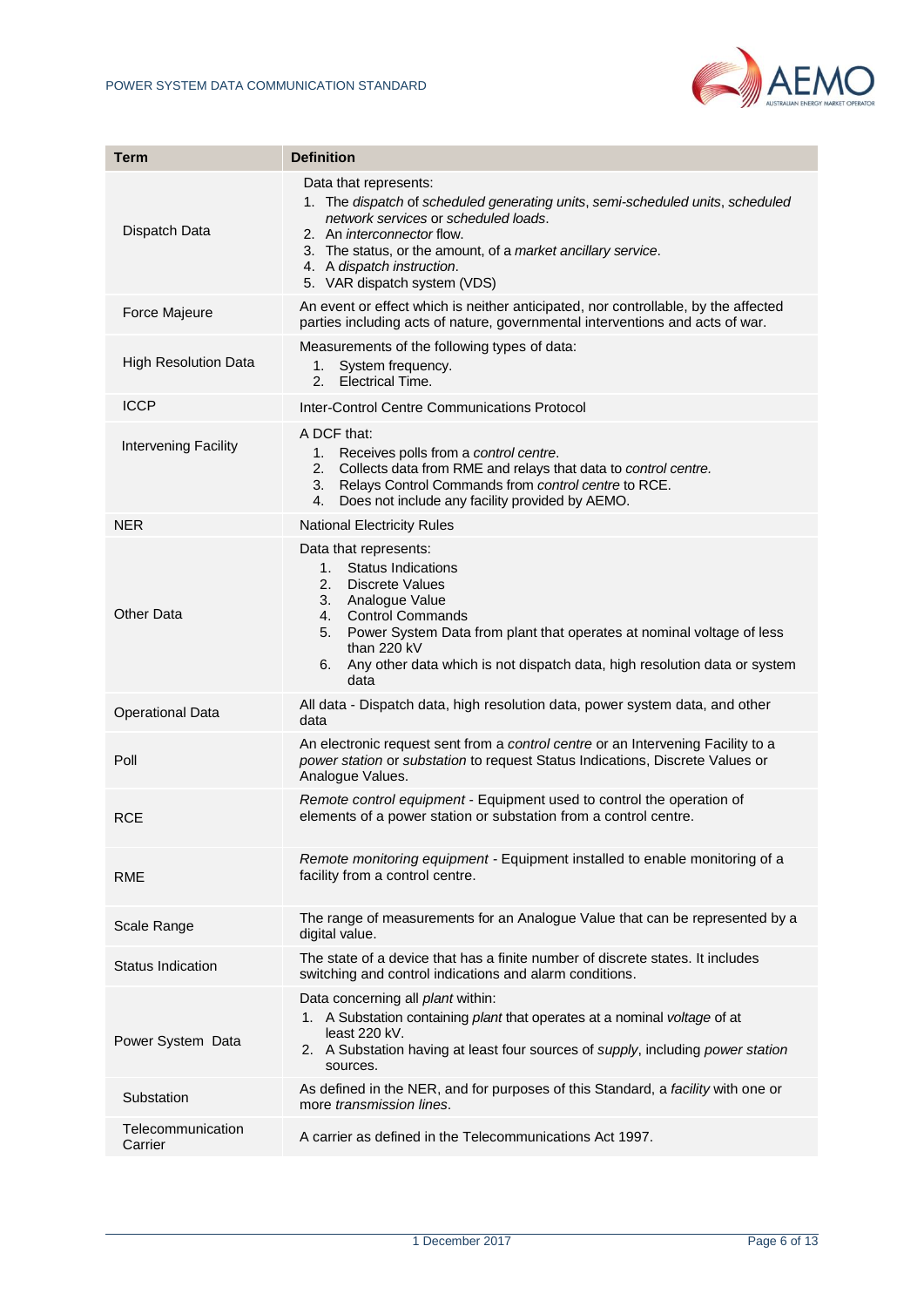| Term | Definition |
|---|---|
| Dispatch Data | Data that represents:<br>1. The *dispatch* of *scheduled generating units*, *semi-scheduled units*, *scheduled network services* or *scheduled loads*.<br>2. An *interconnector* flow.<br>3. The status, or the amount, of a *market ancillary service*.<br>4. A *dispatch instruction*.<br>5. VAR dispatch system (VDS) |
| Force Majeure | An event or effect which is neither anticipated, nor controllable, by the affected parties including acts of nature, governmental interventions and acts of war. |
| High Resolution Data | Measurements of the following types of data:<br>1. System frequency.<br>2. Electrical Time. |
| ICCP | Inter-Control Centre Communications Protocol |
| Intervening Facility | A DCF that:<br>1. Receives polls from a *control centre*.<br>2. Collects data from RME and relays that data to *control centre.*<br>3. Relays Control Commands from *control centre* to RCE.<br>4. Does not include any facility provided by AEMO. |
| NER | National Electricity Rules |
| Other Data | Data that represents:<br>1. Status Indications<br>2. Discrete Values<br>3. Analogue Value<br>4. Control Commands<br>5. Power System Data from plant that operates at nominal voltage of less than 220 kV<br>6. Any other data which is not dispatch data, high resolution data or system data |
| Operational Data | All data - Dispatch data, high resolution data, power system data, and other data |
| Poll | An electronic request sent from a *control centre* or an Intervening Facility to a *power station* or *substation* to request Status Indications, Discrete Values or Analogue Values. |
| RCE | *Remote control equipment* - Equipment used to control the operation of elements of a power station or substation from a control centre. |
| RME | *Remote monitoring equipment* - Equipment installed to enable monitoring of a facility from a control centre. |
| Scale Range | The range of measurements for an Analogue Value that can be represented by a digital value. |
| Status Indication | The state of a device that has a finite number of discrete states. It includes switching and control indications and alarm conditions. |
| Power System Data | Data concerning all *plant* within:<br>1. A Substation containing *plant* that operates at a nominal *voltage* of at least 220 kV.<br>2. A Substation having at least four sources of *supply*, including *power station* sources. |
| Substation | As defined in the NER, and for purposes of this Standard, a *facility* with one or more *transmission lines*. |
| Telecommunication Carrier | A carrier as defined in the Telecommunications Act 1997. |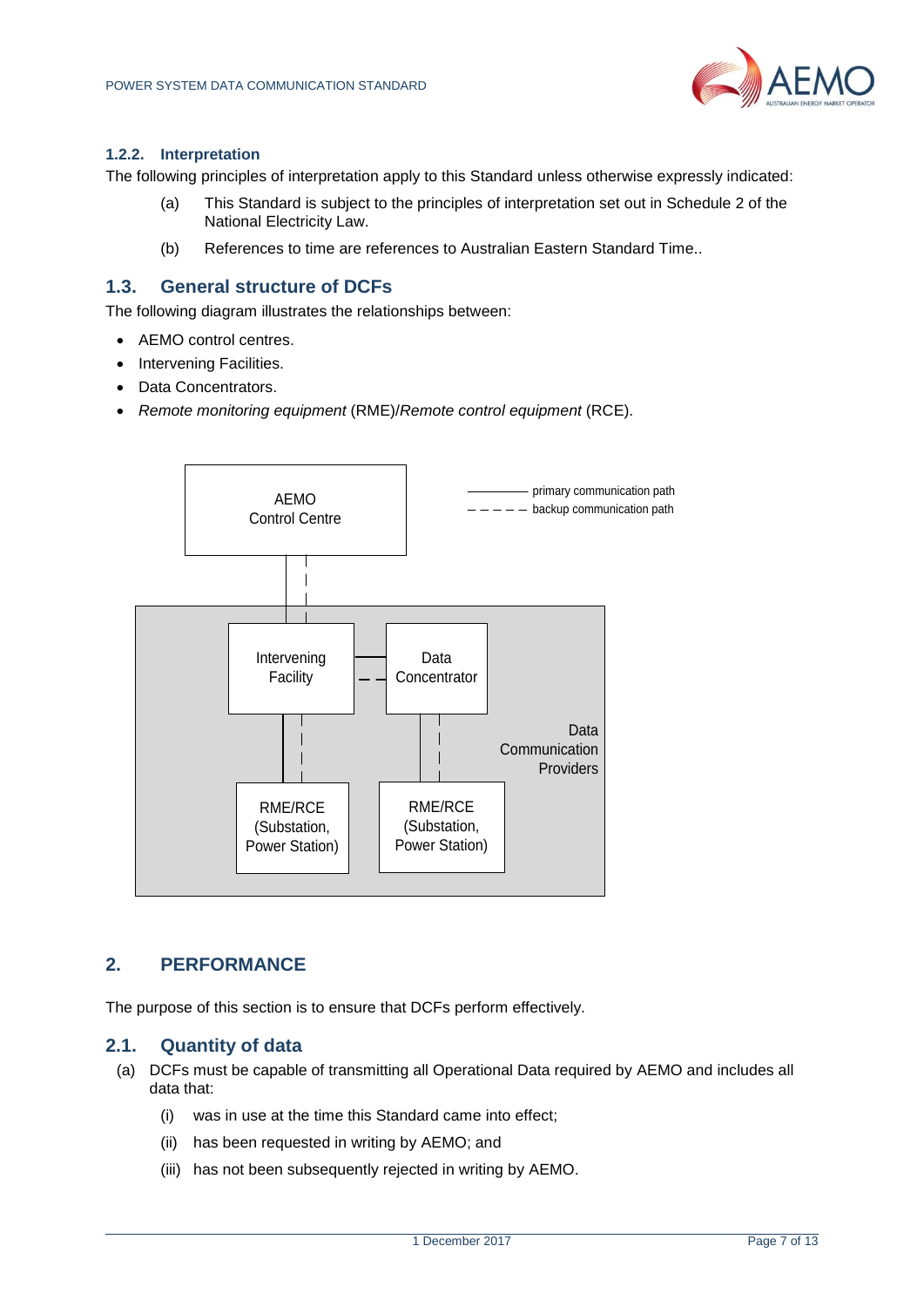### 1.2.2. Interpretation

The following principles of interpretation apply to this Standard unless otherwise expressly indicated:

(a) This Standard is subject to the principles of interpretation set out in Schedule 2 of the National Electricity Law.

(b) References to time are references to Australian Eastern Standard Time..

## 1.3. General structure of DCFs

The following diagram illustrates the relationships between:

- AEMO control centres.
- Intervening Facilities.
- Data Concentrators.
- *Remote monitoring equipment* (RME)/*Remote control equipment* (RCE).

AEMO Control Centre

primary communication path

backup communication path

Intervening Facility

Data Concentrator

Data Communication Providers

RME/RCE (Substation, Power Station)

RME/RCE (Substation, Power Station)

# 2. PERFORMANCE

The purpose of this section is to ensure that DCFs perform effectively.

## 2.1. Quantity of data

(a) DCFs must be capable of transmitting all Operational Data required by AEMO and includes all data that:

(i) was in use at the time this Standard came into effect;

(ii) has been requested in writing by AEMO; and

(iii) has not been subsequently rejected in writing by AEMO.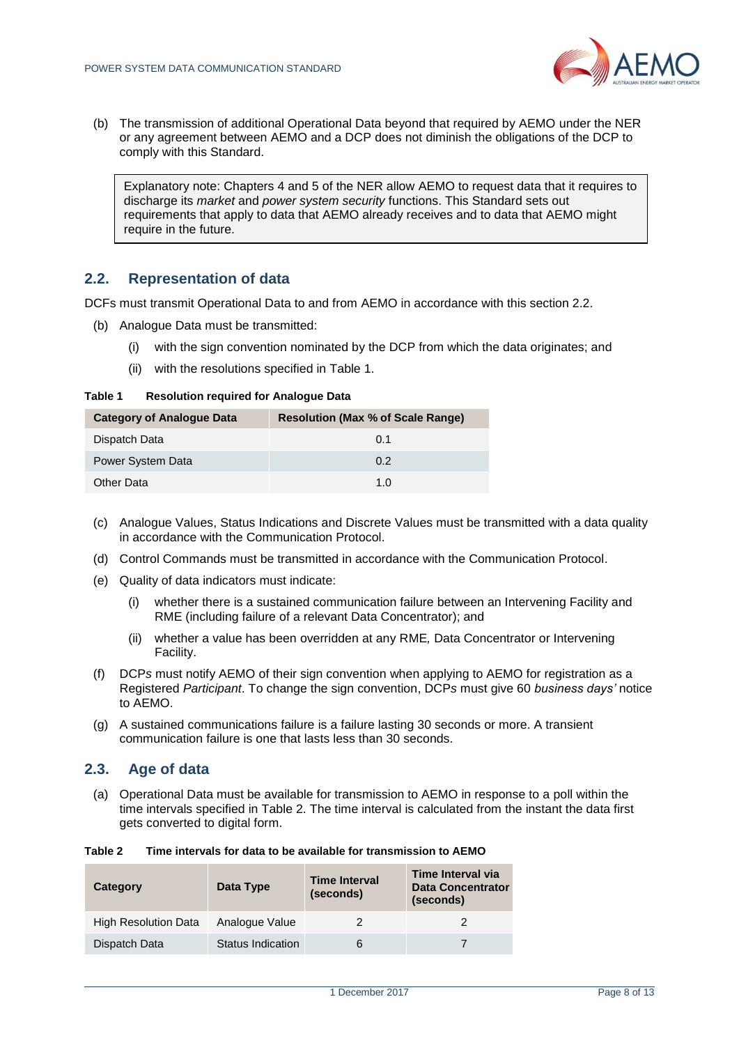(b) The transmission of additional Operational Data beyond that required by AEMO under the NER or any agreement between AEMO and a DCP does not diminish the obligations of the DCP to comply with this Standard.

> Explanatory note: Chapters 4 and 5 of the NER allow AEMO to request data that it requires to discharge its *market* and *power system security* functions. This Standard sets out requirements that apply to data that AEMO already receives and to data that AEMO might require in the future.

## 2.2. Representation of data

DCFs must transmit Operational Data to and from AEMO in accordance with this section 2.2.

(b) Analogue Data must be transmitted:

  (i) with the sign convention nominated by the DCP from which the data originates; and

  (ii) with the resolutions specified in Table 1.

**Table 1 Resolution required for Analogue Data**

| Category of Analogue Data | Resolution (Max % of Scale Range) |
|---|---|
| Dispatch Data | 0.1 |
| Power System Data | 0.2 |
| Other Data | 1.0 |

(c) Analogue Values, Status Indications and Discrete Values must be transmitted with a data quality in accordance with the Communication Protocol.

(d) Control Commands must be transmitted in accordance with the Communication Protocol.

(e) Quality of data indicators must indicate:

  (i) whether there is a sustained communication failure between an Intervening Facility and RME (including failure of a relevant Data Concentrator); and

  (ii) whether a value has been overridden at any RME, Data Concentrator or Intervening Facility.

(f) DCPs must notify AEMO of their sign convention when applying to AEMO for registration as a Registered *Participant*. To change the sign convention, DCPs must give 60 *business days'* notice to AEMO.

(g) A sustained communications failure is a failure lasting 30 seconds or more. A transient communication failure is one that lasts less than 30 seconds.

## 2.3. Age of data

(a) Operational Data must be available for transmission to AEMO in response to a poll within the time intervals specified in Table 2. The time interval is calculated from the instant the data first gets converted to digital form.

**Table 2 Time intervals for data to be available for transmission to AEMO**

| Category | Data Type | Time Interval (seconds) | Time Interval via Data Concentrator (seconds) |
|---|---|---|---|
| High Resolution Data | Analogue Value | 2 | 2 |
| Dispatch Data | Status Indication | 6 | 7 |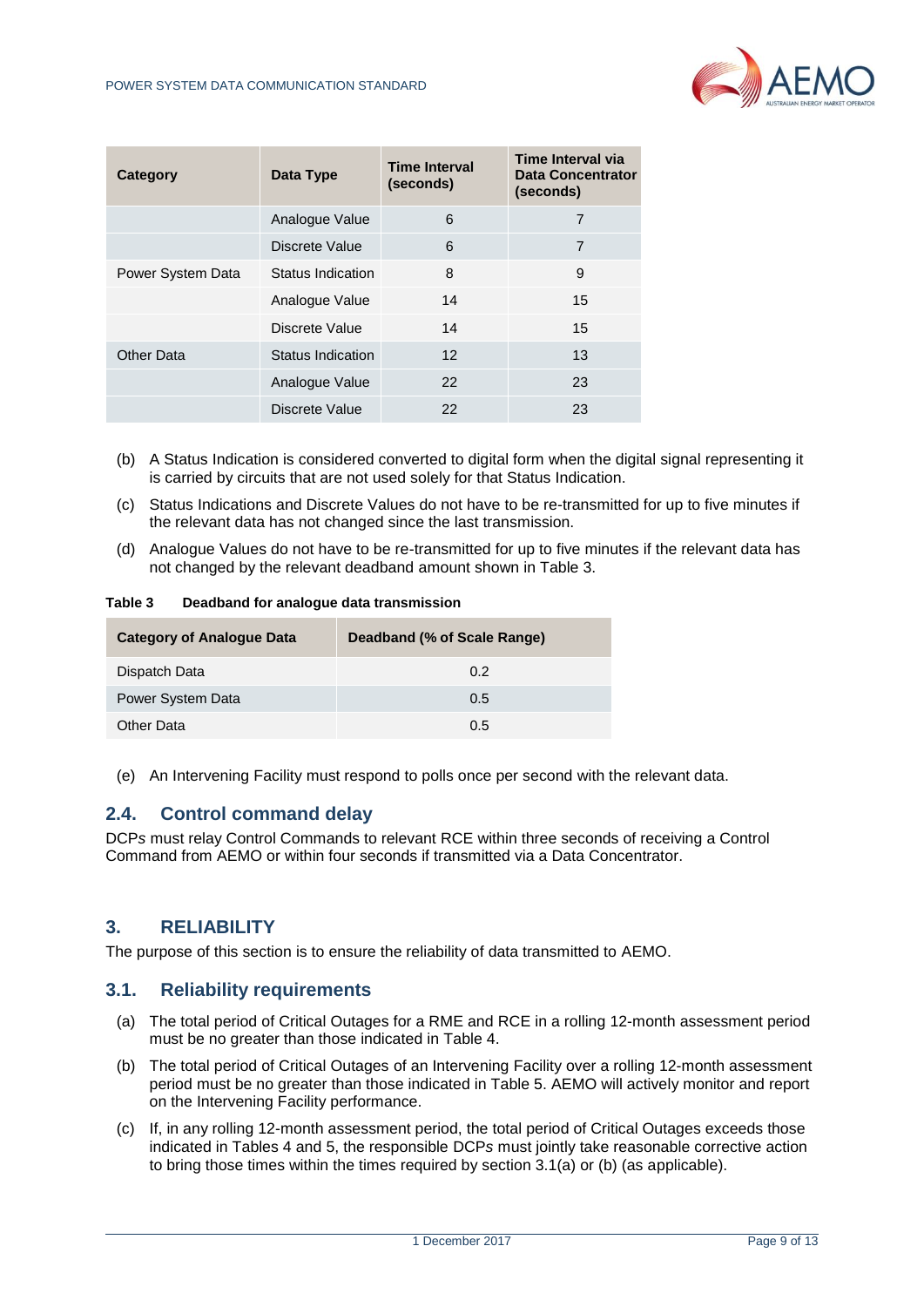| Category | Data Type | Time Interval (seconds) | Time Interval via Data Concentrator (seconds) |
|---|---|---|---|
| | Analogue Value | 6 | 7 |
| | Discrete Value | 6 | 7 |
| Power System Data | Status Indication | 8 | 9 |
| | Analogue Value | 14 | 15 |
| | Discrete Value | 14 | 15 |
| Other Data | Status Indication | 12 | 13 |
| | Analogue Value | 22 | 23 |
| | Discrete Value | 22 | 23 |

(b) A Status Indication is considered converted to digital form when the digital signal representing it is carried by circuits that are not used solely for that Status Indication.

(c) Status Indications and Discrete Values do not have to be re-transmitted for up to five minutes if the relevant data has not changed since the last transmission.

(d) Analogue Values do not have to be re-transmitted for up to five minutes if the relevant data has not changed by the relevant deadband amount shown in Table 3.

**Table 3 Deadband for analogue data transmission**

| Category of Analogue Data | Deadband (% of Scale Range) |
|---|---|
| Dispatch Data | 0.2 |
| Power System Data | 0.5 |
| Other Data | 0.5 |

(e) An Intervening Facility must respond to polls once per second with the relevant data.

## 2.4. Control command delay

DCPs must relay Control Commands to relevant RCE within three seconds of receiving a Control Command from AEMO or within four seconds if transmitted via a Data Concentrator.

# 3. RELIABILITY

The purpose of this section is to ensure the reliability of data transmitted to AEMO.

## 3.1. Reliability requirements

(a) The total period of Critical Outages for a RME and RCE in a rolling 12-month assessment period must be no greater than those indicated in Table 4.

(b) The total period of Critical Outages of an Intervening Facility over a rolling 12-month assessment period must be no greater than those indicated in Table 5. AEMO will actively monitor and report on the Intervening Facility performance.

(c) If, in any rolling 12-month assessment period, the total period of Critical Outages exceeds those indicated in Tables 4 and 5, the responsible DCPs must jointly take reasonable corrective action to bring those times within the times required by section 3.1(a) or (b) (as applicable).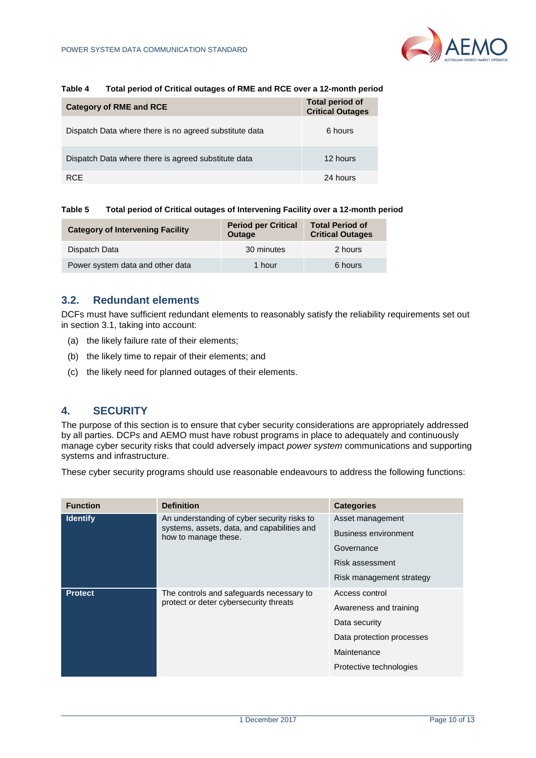**Table 4 Total period of Critical outages of RME and RCE over a 12-month period**

| Category of RME and RCE | Total period of Critical Outages |
|---|---|
| Dispatch Data where there is no agreed substitute data | 6 hours |
| Dispatch Data where there is agreed substitute data | 12 hours |
| RCE | 24 hours |

**Table 5 Total period of Critical outages of Intervening Facility over a 12-month period**

| Category of Intervening Facility | Period per Critical Outage | Total Period of Critical Outages |
|---|---|---|
| Dispatch Data | 30 minutes | 2 hours |
| Power system data and other data | 1 hour | 6 hours |

## 3.2. Redundant elements

DCFs must have sufficient redundant elements to reasonably satisfy the reliability requirements set out in section 3.1, taking into account:

(a) the likely failure rate of their elements;

(b) the likely time to repair of their elements; and

(c) the likely need for planned outages of their elements.

# 4. SECURITY

The purpose of this section is to ensure that cyber security considerations are appropriately addressed by all parties. DCPs and AEMO must have robust programs in place to adequately and continuously manage cyber security risks that could adversely impact *power system* communications and supporting systems and infrastructure.

These cyber security programs should use reasonable endeavours to address the following functions:

| Function | Definition | Categories |
|---|---|---|
| **Identify** | An understanding of cyber security risks to systems, assets, data, and capabilities and how to manage these. | Asset management<br>Business environment<br>Governance<br>Risk assessment<br>Risk management strategy |
| **Protect** | The controls and safeguards necessary to protect or deter cybersecurity threats | Access control<br>Awareness and training<br>Data security<br>Data protection processes<br>Maintenance<br>Protective technologies |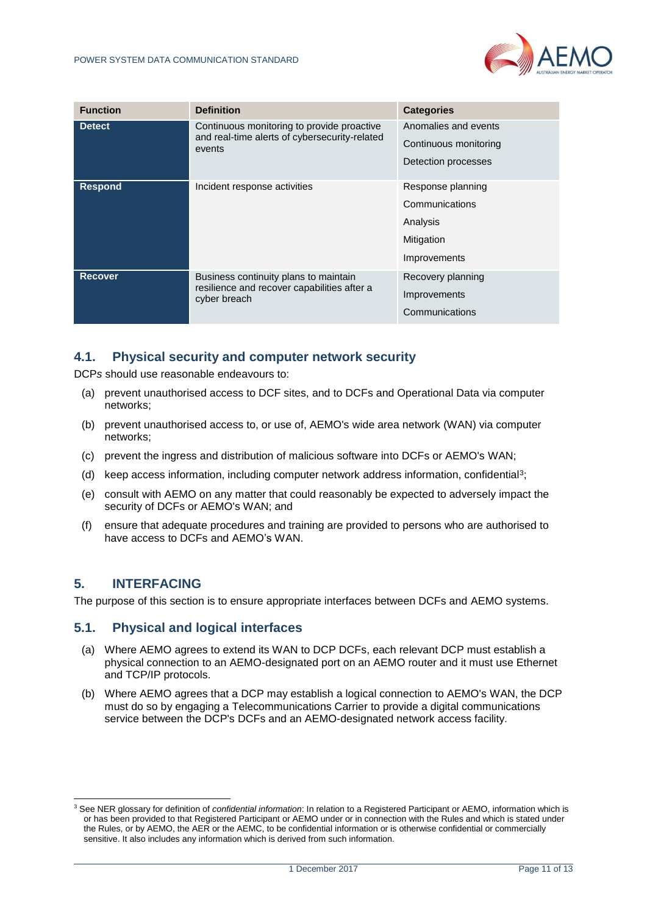| Function | Definition | Categories |
| --- | --- | --- |
| **Detect** | Continuous monitoring to provide proactive and real-time alerts of cybersecurity-related events | Anomalies and events<br>Continuous monitoring<br>Detection processes |
| **Respond** | Incident response activities | Response planning<br>Communications<br>Analysis<br>Mitigation<br>Improvements |
| **Recover** | Business continuity plans to maintain resilience and recover capabilities after a cyber breach | Recovery planning<br>Improvements<br>Communications |

## 4.1. Physical security and computer network security

DCPs should use reasonable endeavours to:

(a) prevent unauthorised access to DCF sites, and to DCFs and Operational Data via computer networks;

(b) prevent unauthorised access to, or use of, AEMO's wide area network (WAN) via computer networks;

(c) prevent the ingress and distribution of malicious software into DCFs or AEMO's WAN;

(d) keep access information, including computer network address information, confidential[3];

(e) consult with AEMO on any matter that could reasonably be expected to adversely impact the security of DCFs or AEMO's WAN; and

(f) ensure that adequate procedures and training are provided to persons who are authorised to have access to DCFs and AEMO's WAN.

# 5. INTERFACING

The purpose of this section is to ensure appropriate interfaces between DCFs and AEMO systems.

## 5.1. Physical and logical interfaces

(a) Where AEMO agrees to extend its WAN to DCP DCFs, each relevant DCP must establish a physical connection to an AEMO-designated port on an AEMO router and it must use Ethernet and TCP/IP protocols.

(b) Where AEMO agrees that a DCP may establish a logical connection to AEMO's WAN, the DCP must do so by engaging a Telecommunications Carrier to provide a digital communications service between the DCP's DCFs and an AEMO-designated network access facility.

---

[3] See NER glossary for definition of *confidential information*: In relation to a Registered Participant or AEMO, information which is or has been provided to that Registered Participant or AEMO under or in connection with the Rules and which is stated under the Rules, or by AEMO, the AER or the AEMC, to be confidential information or is otherwise confidential or commercially sensitive. It also includes any information which is derived from such information.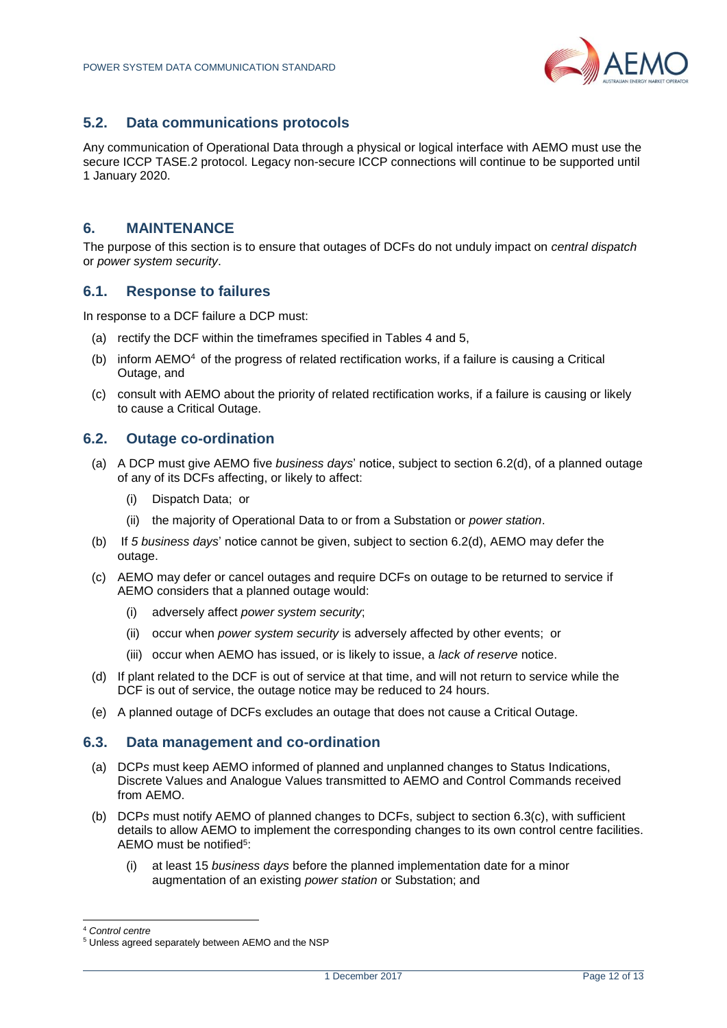## 5.2. Data communications protocols

Any communication of Operational Data through a physical or logical interface with AEMO must use the secure ICCP TASE.2 protocol. Legacy non-secure ICCP connections will continue to be supported until 1 January 2020.

# 6. MAINTENANCE

The purpose of this section is to ensure that outages of DCFs do not unduly impact on *central dispatch* or *power system security*.

## 6.1. Response to failures

In response to a DCF failure a DCP must:

(a) rectify the DCF within the timeframes specified in Tables 4 and 5,

(b) inform AEMO[4] of the progress of related rectification works, if a failure is causing a Critical Outage, and

(c) consult with AEMO about the priority of related rectification works, if a failure is causing or likely to cause a Critical Outage.

## 6.2. Outage co-ordination

(a) A DCP must give AEMO five *business days*' notice, subject to section 6.2(d), of a planned outage of any of its DCFs affecting, or likely to affect:

   (i) Dispatch Data; or

   (ii) the majority of Operational Data to or from a Substation or *power station*.

(b) If *5 business days*' notice cannot be given, subject to section 6.2(d), AEMO may defer the outage.

(c) AEMO may defer or cancel outages and require DCFs on outage to be returned to service if AEMO considers that a planned outage would:

   (i) adversely affect *power system security*;

   (ii) occur when *power system security* is adversely affected by other events; or

   (iii) occur when AEMO has issued, or is likely to issue, a *lack of reserve* notice.

(d) If plant related to the DCF is out of service at that time, and will not return to service while the DCF is out of service, the outage notice may be reduced to 24 hours.

(e) A planned outage of DCFs excludes an outage that does not cause a Critical Outage.

## 6.3. Data management and co-ordination

(a) DCP*s* must keep AEMO informed of planned and unplanned changes to Status Indications, Discrete Values and Analogue Values transmitted to AEMO and Control Commands received from AEMO.

(b) DCP*s* must notify AEMO of planned changes to DCFs, subject to section 6.3(c), with sufficient details to allow AEMO to implement the corresponding changes to its own control centre facilities. AEMO must be notified[5]:

   (i) at least 15 *business days* before the planned implementation date for a minor augmentation of an existing *power station* or Substation; and

---

[4] *Control centre*

[5] Unless agreed separately between AEMO and the NSP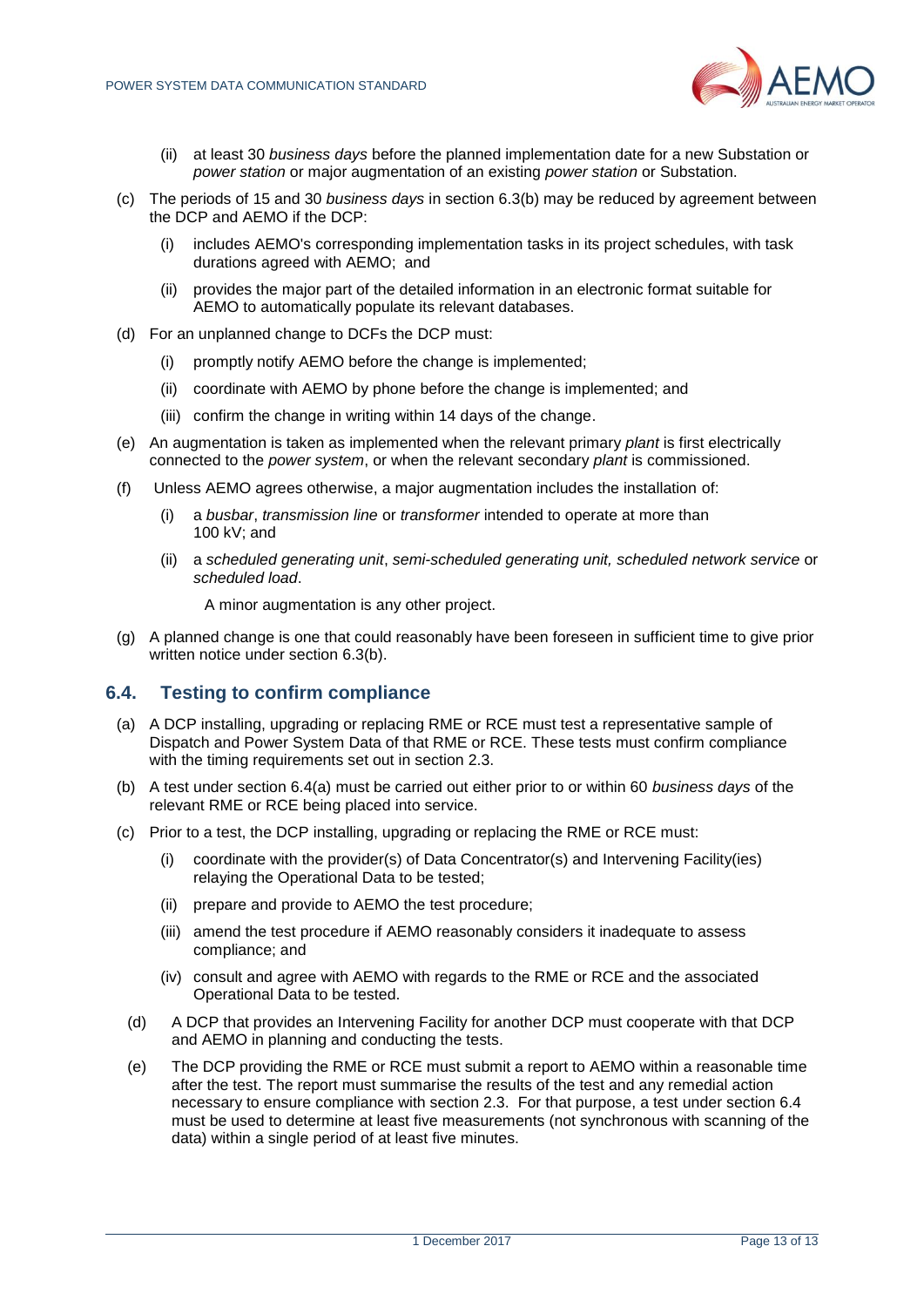(ii) at least 30 *business days* before the planned implementation date for a new Substation or *power station* or major augmentation of an existing *power station* or Substation.

(c) The periods of 15 and 30 *business days* in section 6.3(b) may be reduced by agreement between the DCP and AEMO if the DCP:

  (i) includes AEMO's corresponding implementation tasks in its project schedules, with task durations agreed with AEMO; and

  (ii) provides the major part of the detailed information in an electronic format suitable for AEMO to automatically populate its relevant databases.

(d) For an unplanned change to DCFs the DCP must:

  (i) promptly notify AEMO before the change is implemented;

  (ii) coordinate with AEMO by phone before the change is implemented; and

  (iii) confirm the change in writing within 14 days of the change.

(e) An augmentation is taken as implemented when the relevant primary *plant* is first electrically connected to the *power system*, or when the relevant secondary *plant* is commissioned.

(f) Unless AEMO agrees otherwise, a major augmentation includes the installation of:

  (i) a *busbar*, *transmission line* or *transformer* intended to operate at more than 100 kV; and

  (ii) a *scheduled generating unit*, *semi-scheduled generating unit, scheduled network service* or *scheduled load*.

  A minor augmentation is any other project.

(g) A planned change is one that could reasonably have been foreseen in sufficient time to give prior written notice under section 6.3(b).

## 6.4. Testing to confirm compliance

(a) A DCP installing, upgrading or replacing RME or RCE must test a representative sample of Dispatch and Power System Data of that RME or RCE. These tests must confirm compliance with the timing requirements set out in section 2.3.

(b) A test under section 6.4(a) must be carried out either prior to or within 60 *business days* of the relevant RME or RCE being placed into service.

(c) Prior to a test, the DCP installing, upgrading or replacing the RME or RCE must:

  (i) coordinate with the provider(s) of Data Concentrator(s) and Intervening Facility(ies) relaying the Operational Data to be tested;

  (ii) prepare and provide to AEMO the test procedure;

  (iii) amend the test procedure if AEMO reasonably considers it inadequate to assess compliance; and

  (iv) consult and agree with AEMO with regards to the RME or RCE and the associated Operational Data to be tested.

(d) A DCP that provides an Intervening Facility for another DCP must cooperate with that DCP and AEMO in planning and conducting the tests.

(e) The DCP providing the RME or RCE must submit a report to AEMO within a reasonable time after the test. The report must summarise the results of the test and any remedial action necessary to ensure compliance with section 2.3. For that purpose, a test under section 6.4 must be used to determine at least five measurements (not synchronous with scanning of the data) within a single period of at least five minutes.